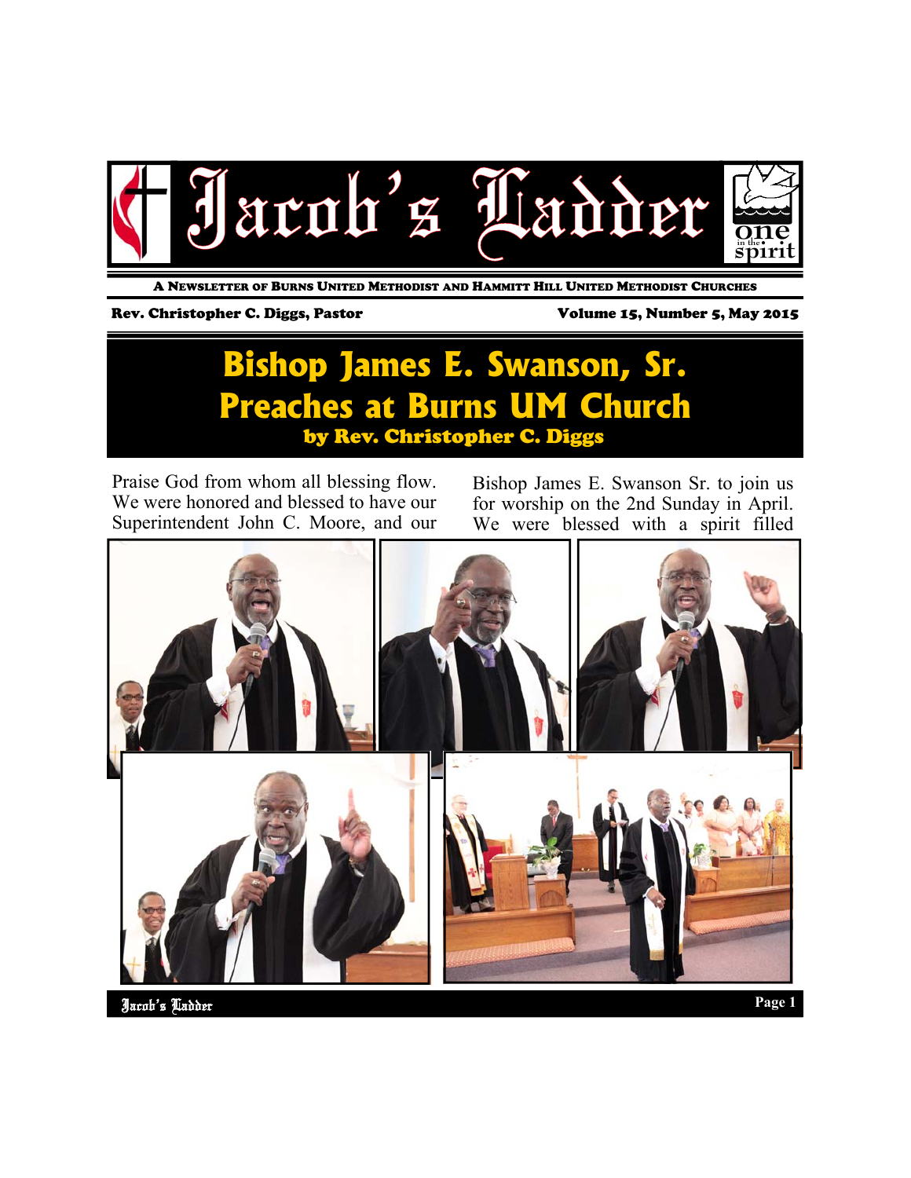# Jacob's Ladder

A NEWSLETTER OF BURNS UNITED METHODIST AND HAMMITT HILL UNITED METHODIST CHURCHES

Rev. Christopher C. Diggs, Pastor

Volume 15, Number 5, May 2015

## Bishop James E. Swanson, Sr. Preaches at Burns UM Church

### by Rev. Christopher C. Diggs

Praise God from whom all blessing flow. We were honored and blessed to have our Superintendent John C. Moore, and our Bishop James E. Swanson Sr. to join us for worship on the 2nd Sunday in April. We were blessed with a spirit filled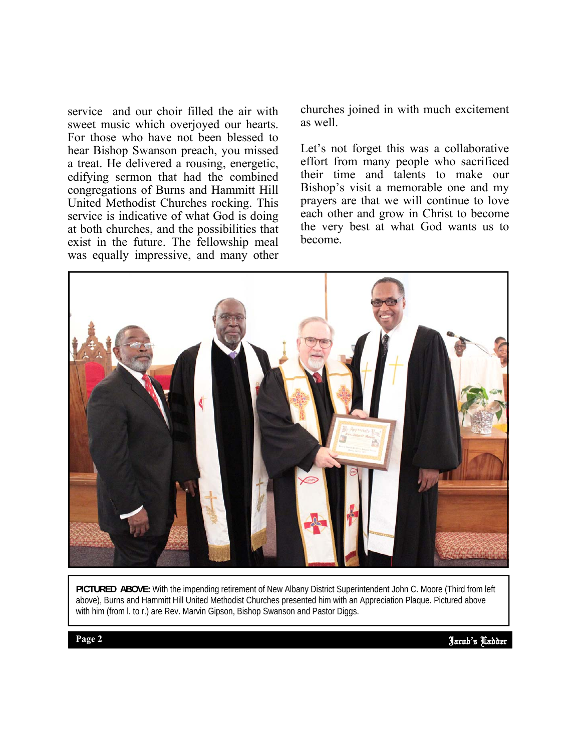service and our choir filled the air with sweet music which overjoyed our hearts. For those who have not been blessed to hear Bishop Swanson preach, you missed a treat. He delivered a rousing, energetic, edifying sermon that had the combined congregations of Burns and Hammitt Hill United Methodist Churches rocking. This service is indicative of what God is doing at both churches, and the possibilities that exist in the future. The fellowship meal was equally impressive, and many other churches joined in with much excitement as well.

Let's not forget this was a collaborative effort from many people who sacrificed their time and talents to make our Bishop's visit a memorable one and my prayers are that we will continue to love each other and grow in Christ to become the very best at what God wants us to become.

**PICTURED ABOVE:** With the impending retirement of New Albany District Superintendent John C. Moore (Third from left above), Burns and Hammitt Hill United Methodist Churches presented him with an Appreciation Plaque. Pictured above with him (from l. to r.) are Rev. Marvin Gipson, Bishop Swanson and Pastor Diggs.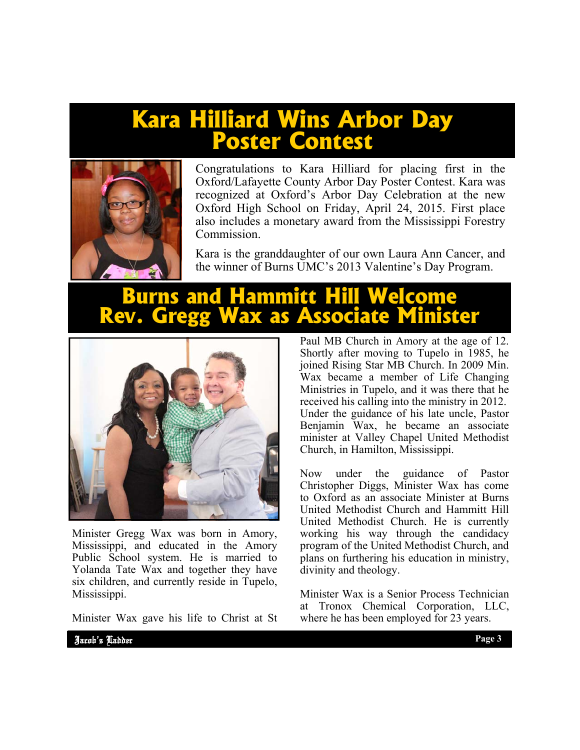# Kara Hilliard Wins Arbor Day Poster Contest

Congratulations to Kara Hilliard for placing first in the Oxford/Lafayette County Arbor Day Poster Contest. Kara was recognized at Oxford's Arbor Day Celebration at the new Oxford High School on Friday, April 24, 2015. First place also includes a monetary award from the Mississippi Forestry Commission.

Kara is the granddaughter of our own Laura Ann Cancer, and the winner of Burns UMC's 2013 Valentine's Day Program.

# Burns and Hammitt Hill Welcome Rev. Gregg Wax as Associate Minister

Minister Gregg Wax was born in Amory, Mississippi, and educated in the Amory Public School system. He is married to Yolanda Tate Wax and together they have six children, and currently reside in Tupelo, Mississippi.

Minister Wax gave his life to Christ at St Paul MB Church in Amory at the age of 12. Shortly after moving to Tupelo in 1985, he joined Rising Star MB Church. In 2009 Min. Wax became a member of Life Changing Ministries in Tupelo, and it was there that he received his calling into the ministry in 2012. Under the guidance of his late uncle, Pastor Benjamin Wax, he became an associate minister at Valley Chapel United Methodist Church, in Hamilton, Mississippi.

Now under the guidance of Pastor Christopher Diggs, Minister Wax has come to Oxford as an associate Minister at Burns United Methodist Church and Hammitt Hill United Methodist Church. He is currently working his way through the candidacy program of the United Methodist Church, and plans on furthering his education in ministry, divinity and theology.

Minister Wax is a Senior Process Technician at Tronox Chemical Corporation, LLC, where he has been employed for 23 years.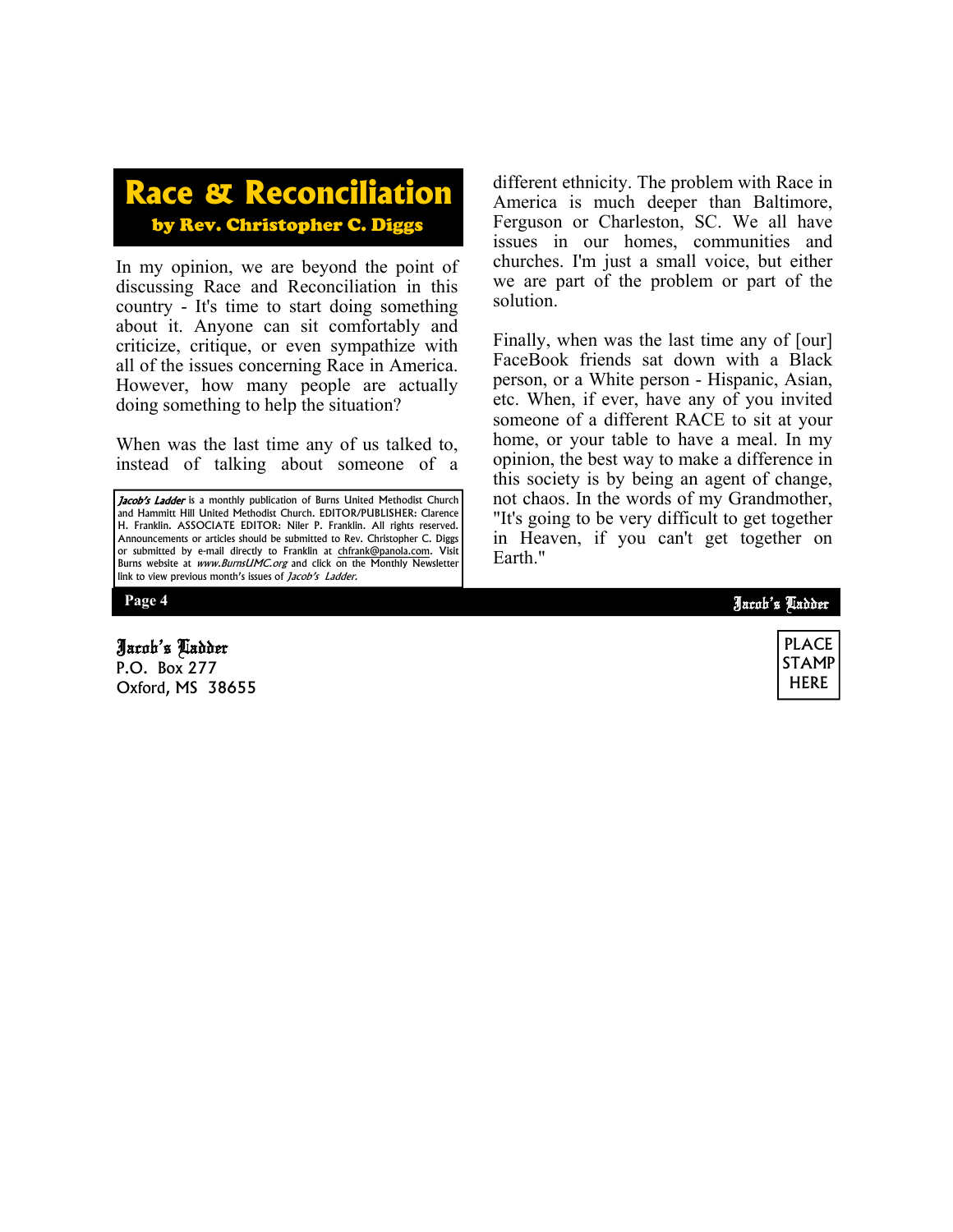# Race & Reconciliation

### by Rev. Christopher C. Diggs

In my opinion, we are beyond the point of discussing Race and Reconciliation in this country - It's time to start doing something about it. Anyone can sit comfortably and criticize, critique, or even sympathize with all of the issues concerning Race in America. However, how many people are actually doing something to help the situation?

When was the last time any of us talked to, instead of talking about someone of a different ethnicity. The problem with Race in America is much deeper than Baltimore, Ferguson or Charleston, SC. We all have issues in our homes, communities and churches. I'm just a small voice, but either we are part of the problem or part of the solution.

Finally, when was the last time any of [our] FaceBook friends sat down with a Black person, or a White person - Hispanic, Asian, etc. When, if ever, have any of you invited someone of a different RACE to sit at your home, or your table to have a meal. In my opinion, the best way to make a difference in this society is by being an agent of change, not chaos. In the words of my Grandmother, "It's going to be very difficult to get together in Heaven, if you can't get together on Earth."

*Jacob's Ladder* is a monthly publication of Burns United Methodist Church and Hammitt Hill United Methodist Church. EDITOR/PUBLISHER: Clarence H. Franklin. ASSOCIATE EDITOR: Niler P. Franklin. All rights reserved. Announcements or articles should be submitted to Rev. Christopher C. Diggs or submitted by e-mail directly to Franklin at chfrank@panola.com. Visit Burns website at *www.BurnsUMC.org* and click on the Monthly Newsletter link to view previous month's issues of *Jacob's Ladder.*

Jacob's Ladder
P.O. Box 277
Oxford, MS 38655

PLACE
STAMP
HERE